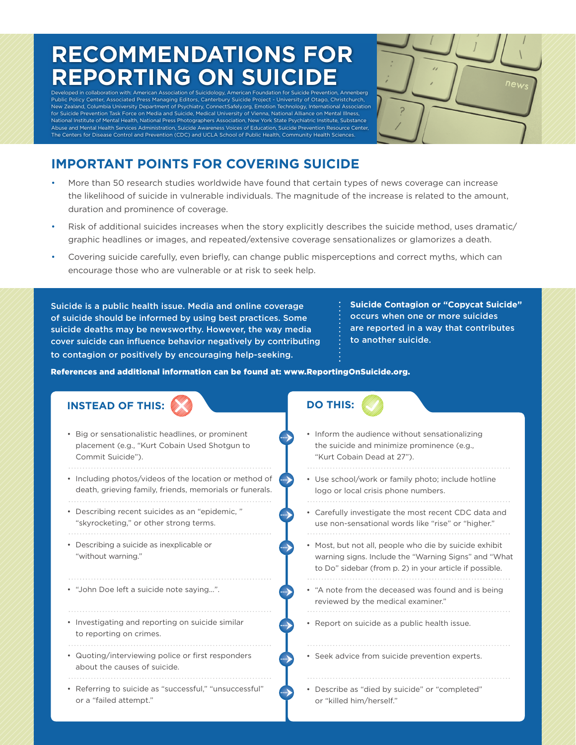# RECOMMENDATIONS FOR REPORTING ON SUICIDE

Developed in collaboration with: American Association of Suicidology, American Foundation for Suicide Prevention, Annenberg Public Policy Center, Associated Press Managing Editors, Canterbury Suicide Project - University of Otago, Christchurch, New Zealand, Columbia University Department of Psychiatry, ConnectSafely.org, Emotion Technology, International Association for Suicide Prevention Task Force on Media and Suicide, Medical University of Vienna, National Alliance on Mental Illness, National Institute of Mental Health, National Press Photographers Association, New York State Psychiatric Institute, Substance Abuse and Mental Health Services Administration, Suicide Awareness Voices of Education, Suicide Prevention Resource Center, The Centers for Disease Control and Prevention (CDC) and UCLA School of Public Health, Community Health Sciences.

## IMPORTANT POINTS FOR COVERING SUICIDE

- More than 50 research studies worldwide have found that certain types of news coverage can increase the likelihood of suicide in vulnerable individuals. The magnitude of the increase is related to the amount, duration and prominence of coverage.
- Risk of additional suicides increases when the story explicitly describes the suicide method, uses dramatic/graphic headlines or images, and repeated/extensive coverage sensationalizes or glamorizes a death.
- Covering suicide carefully, even briefly, can change public misperceptions and correct myths, which can encourage those who are vulnerable or at risk to seek help.

**Suicide is a public health issue. Media and online coverage of suicide should be informed by using best practices. Some suicide deaths may be newsworthy. However, the way media cover suicide can influence behavior negatively by contributing to contagion or positively by encouraging help-seeking.**

**Suicide Contagion or "Copycat Suicide" occurs when one or more suicides are reported in a way that contributes to another suicide.**

**References and additional information can be found at: www.ReportingOnSuicide.org.**

| INSTEAD OF THIS: | DO THIS: |
|---|---|
| Big or sensationalistic headlines, or prominent placement (e.g., "Kurt Cobain Used Shotgun to Commit Suicide"). | Inform the audience without sensationalizing the suicide and minimize prominence (e.g., "Kurt Cobain Dead at 27"). |
| Including photos/videos of the location or method of death, grieving family, friends, memorials or funerals. | Use school/work or family photo; include hotline logo or local crisis phone numbers. |
| Describing recent suicides as an "epidemic, " "skyrocketing," or other strong terms. | Carefully investigate the most recent CDC data and use non-sensational words like "rise" or "higher." |
| Describing a suicide as inexplicable or "without warning." | Most, but not all, people who die by suicide exhibit warning signs. Include the "Warning Signs" and "What to Do" sidebar (from p. 2) in your article if possible. |
| "John Doe left a suicide note saying…". | "A note from the deceased was found and is being reviewed by the medical examiner." |
| Investigating and reporting on suicide similar to reporting on crimes. | Report on suicide as a public health issue. |
| Quoting/interviewing police or first responders about the causes of suicide. | Seek advice from suicide prevention experts. |
| Referring to suicide as "successful," "unsuccessful" or a "failed attempt." | Describe as "died by suicide" or "completed" or "killed him/herself." |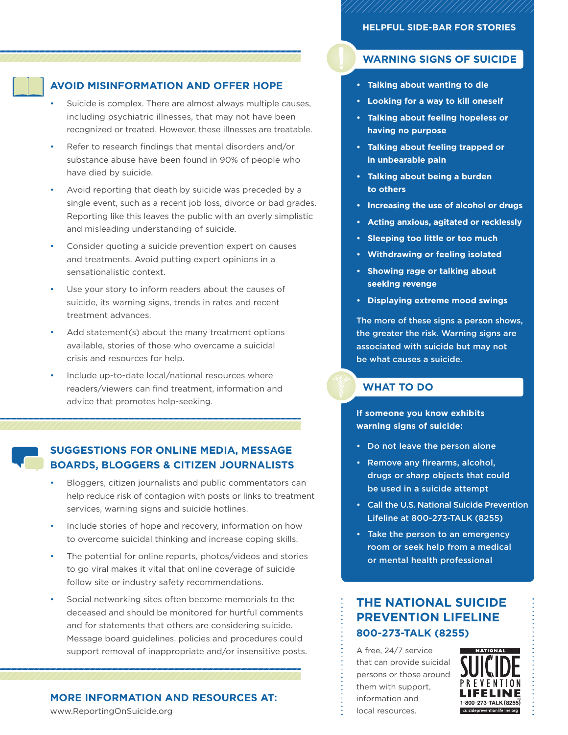## AVOID MISINFORMATION AND OFFER HOPE

- Suicide is complex. There are almost always multiple causes, including psychiatric illnesses, that may not have been recognized or treated. However, these illnesses are treatable.
- Refer to research findings that mental disorders and/or substance abuse have been found in 90% of people who have died by suicide.
- Avoid reporting that death by suicide was preceded by a single event, such as a recent job loss, divorce or bad grades. Reporting like this leaves the public with an overly simplistic and misleading understanding of suicide.
- Consider quoting a suicide prevention expert on causes and treatments. Avoid putting expert opinions in a sensationalistic context.
- Use your story to inform readers about the causes of suicide, its warning signs, trends in rates and recent treatment advances.
- Add statement(s) about the many treatment options available, stories of those who overcame a suicidal crisis and resources for help.
- Include up-to-date local/national resources where readers/viewers can find treatment, information and advice that promotes help-seeking.

## SUGGESTIONS FOR ONLINE MEDIA, MESSAGE BOARDS, BLOGGERS & CITIZEN JOURNALISTS

- Bloggers, citizen journalists and public commentators can help reduce risk of contagion with posts or links to treatment services, warning signs and suicide hotlines.
- Include stories of hope and recovery, information on how to overcome suicidal thinking and increase coping skills.
- The potential for online reports, photos/videos and stories to go viral makes it vital that online coverage of suicide follow site or industry safety recommendations.
- Social networking sites often become memorials to the deceased and should be monitored for hurtful comments and for statements that others are considering suicide. Message board guidelines, policies and procedures could support removal of inappropriate and/or insensitive posts.

## MORE INFORMATION AND RESOURCES AT:

www.ReportingOnSuicide.org

**HELPFUL SIDE-BAR FOR STORIES**

## WARNING SIGNS OF SUICIDE

- **Talking about wanting to die**
- **Looking for a way to kill oneself**
- **Talking about feeling hopeless or having no purpose**
- **Talking about feeling trapped or in unbearable pain**
- **Talking about being a burden to others**
- **Increasing the use of alcohol or drugs**
- **Acting anxious, agitated or recklessly**
- **Sleeping too little or too much**
- **Withdrawing or feeling isolated**
- **Showing rage or talking about seeking revenge**
- **Displaying extreme mood swings**

The more of these signs a person shows, the greater the risk. Warning signs are associated with suicide but may not be what causes a suicide.

## WHAT TO DO

**If someone you know exhibits warning signs of suicide:**

- Do not leave the person alone
- Remove any firearms, alcohol, drugs or sharp objects that could be used in a suicide attempt
- Call the U.S. National Suicide Prevention Lifeline at 800-273-TALK (8255)
- Take the person to an emergency room or seek help from a medical or mental health professional

## THE NATIONAL SUICIDE PREVENTION LIFELINE

### 800-273-TALK (8255)

A free, 24/7 service that can provide suicidal persons or those around them with support, information and local resources.

NATIONAL SUICIDE PREVENTION LIFELINE
1-800-273-TALK (8255)
suicidepreventionlifeline.org